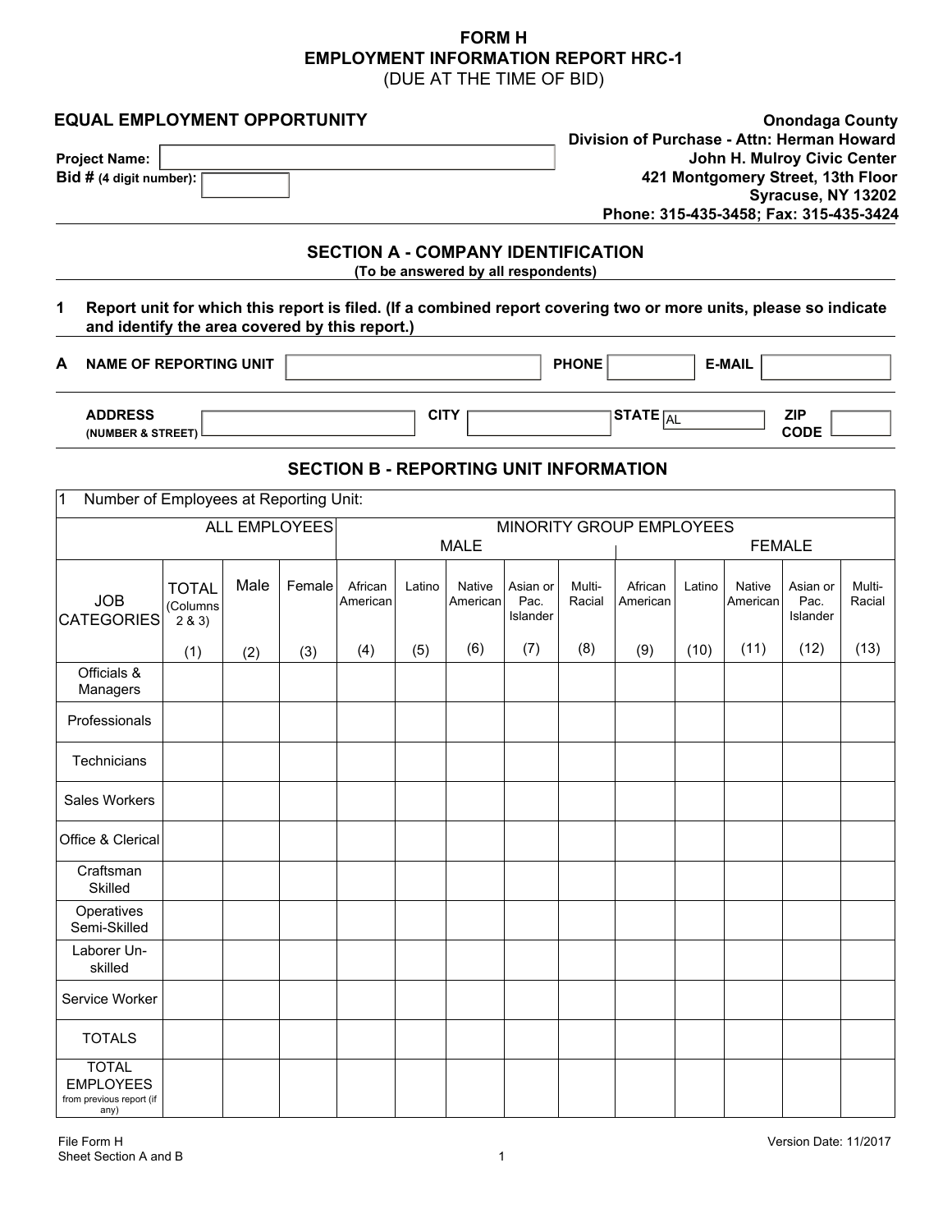# FORM H
# EMPLOYMENT INFORMATION REPORT HRC-1
(DUE AT THE TIME OF BID)

**EQUAL EMPLOYMENT OPPORTUNITY**

**Onondaga County**
**Division of Purchase - Attn: Herman Howard**
**John H. Mulroy Civic Center**
**421 Montgomery Street, 13th Floor**
**Syracuse, NY 13202**
**Phone: 315-435-3458; Fax: 315-435-3424**

**Project Name:** 

**Bid # (4 digit number):** 

## SECTION A - COMPANY IDENTIFICATION
**(To be answered by all respondents)**

**1 Report unit for which this report is filed. (If a combined report covering two or more units, please so indicate and identify the area covered by this report.)**

**A NAME OF REPORTING UNIT** | **PHONE** | **E-MAIL**

**ADDRESS (NUMBER & STREET)** | **CITY** | **STATE** AL | **ZIP CODE**

## SECTION B - REPORTING UNIT INFORMATION

1 Number of Employees at Reporting Unit:

| | ALL EMPLOYEES | | | MINORITY GROUP EMPLOYEES | | | | | | | | | |
|---|---|---|---|---|---|---|---|---|---|---|---|---|---|
| | | | | MALE | | | | | FEMALE | | | | |
| JOB CATEGORIES | TOTAL (Columns 2 & 3) | Male | Female | African American | Latino | Native American | Asian or Pac. Islander | Multi-Racial | African American | Latino | Native American | Asian or Pac. Islander | Multi-Racial |
| | (1) | (2) | (3) | (4) | (5) | (6) | (7) | (8) | (9) | (10) | (11) | (12) | (13) |
| Officials & Managers | | | | | | | | | | | | | |
| Professionals | | | | | | | | | | | | | |
| Technicians | | | | | | | | | | | | | |
| Sales Workers | | | | | | | | | | | | | |
| Office & Clerical | | | | | | | | | | | | | |
| Craftsman Skilled | | | | | | | | | | | | | |
| Operatives Semi-Skilled | | | | | | | | | | | | | |
| Laborer Un-skilled | | | | | | | | | | | | | |
| Service Worker | | | | | | | | | | | | | |
| TOTALS | | | | | | | | | | | | | |
| TOTAL EMPLOYEES from previous report (if any) | | | | | | | | | | | | | |

File Form H
Sheet Section A and B

Version Date: 11/2017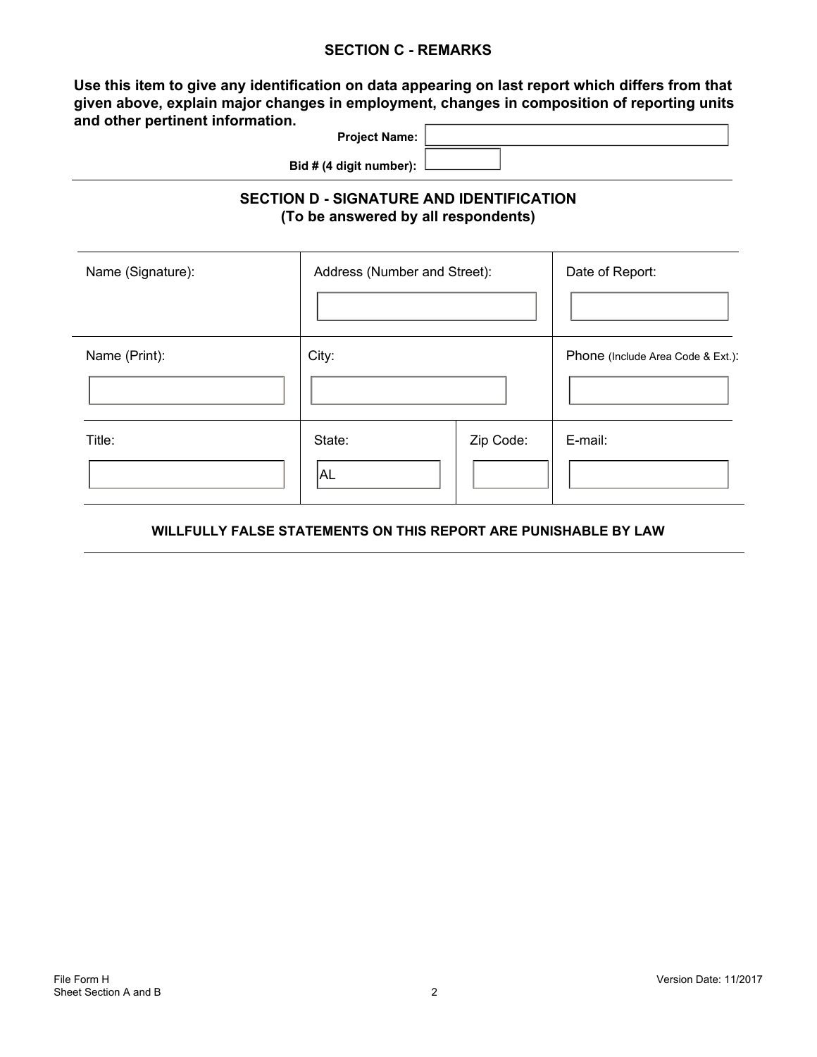## SECTION C - REMARKS

**Use this item to give any identification on data appearing on last report which differs from that given above, explain major changes in employment, changes in composition of reporting units and other pertinent information.**

**Project Name:**

**Bid # (4 digit number):**

## SECTION D - SIGNATURE AND IDENTIFICATION
### (To be answered by all respondents)

| | | | |
|---|---|---|---|
| Name (Signature): | Address (Number and Street): | | Date of Report: |
| Name (Print): | City: | | Phone (Include Area Code & Ext.): |
| Title: | State:<br>AL | Zip Code: | E-mail: |

**WILLFULLY FALSE STATEMENTS ON THIS REPORT ARE PUNISHABLE BY LAW**

File Form H
Sheet Section A and B

Version Date: 11/2017